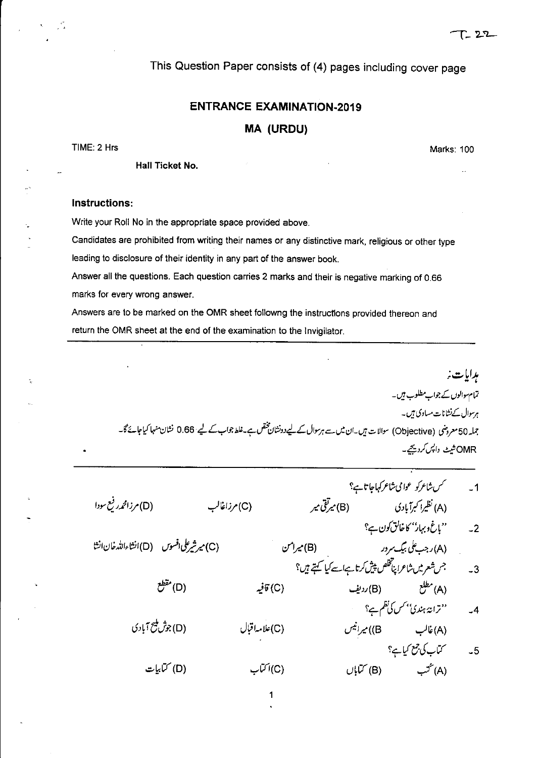T-22

This Question Paper consists of (4) pages including cover page

## ENTRANCE EXAMINATION-2019

## MA (URDU)

TIME: 2 Hrs

Marks: 100

**Hall Ticket No.**

### Instructions:

Write your Roll No in the appropriate space provided above.

Candidates are prohibited from writing their names or any distinctive mark, religious or other type leading to disclosure of their identity in any part of the answer book.

Answer all the questions. Each question carries 2 marks and their is negative marking of 0.66 marks for every wrong answer.

Answers are to be marked on the OMR sheet followng the instructions provided thereon and return the OMR sheet at the end of the examination to the Invigilator.

---

**ہدایات:**

تمام سوالوں کے جواب مطلوب ہیں۔

ہر سوال کے نشانات مساوی ہیں۔

جملہ 50 معروضی (Objective) سوالات ہیں۔ ان میں سے ہر سوال کے لیے دو نشان مختص ہے۔ غلط جواب کے لیے 0.66 نشان منہا کیا جائے گا۔

OMR شیٹ واپس کر دیجیے۔

---

1۔ کس شاعر کو عوامی شاعر کہا جاتا ہے؟

(A) نظیر اکبرآبادی (B) میر تقی میر (C) مرزا غالب (D) مرزا محمد رفیع سودا

2۔ ''باغ و بہار'' کا خالق کون ہے؟

(A) رجب علی بیگ سرور (B) میر امن (C) میر شیر علی افسوس (D) انشاء اللہ خان انشا

3۔ جس شعر میں شاعر اپنا تخلص پیش کرتا ہے اسے کیا کہتے ہیں؟

(A) مطلع (B) ردیف (C) قافیہ (D) مقطع

4۔ ''ترانۂ ہندی'' کس کی نظم ہے؟

(A) غالب (B) میر انیس (C) علامہ اقبال (D) جوش ملیح آبادی

5۔ کتاب کی جمع کیا ہے؟

(A) کُتب (B) کتاباں (C) اکتاب (D) کتابیات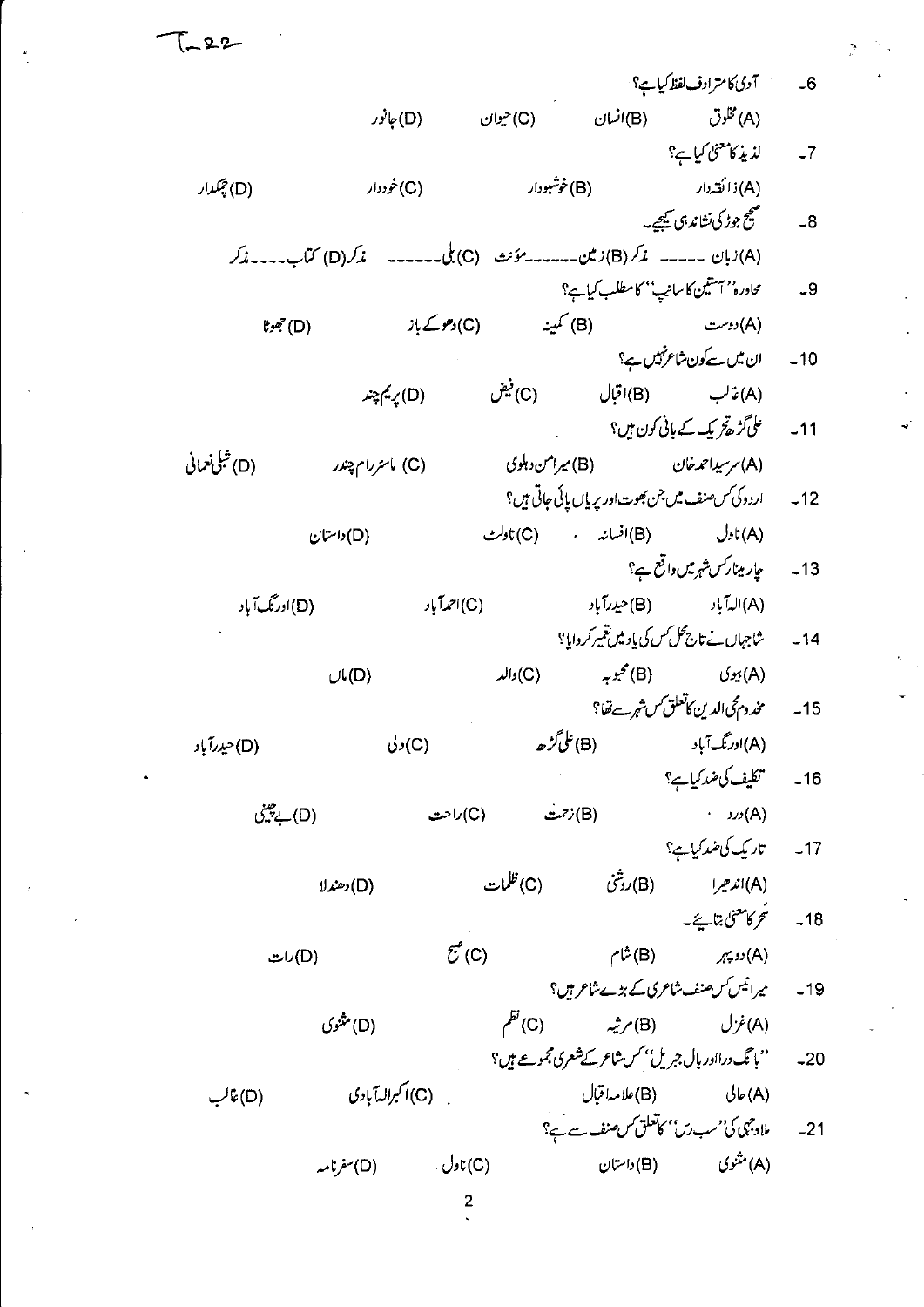T-22

6- آدمی کا مترادف لفظ کیا ہے؟

(A) مخلوق (B) انسان (C) حیوان (D) جانور

7- لذیذ کا معنیٰ کیا ہے؟

(A) ذائقہ دار (B) خوشبودار (C) خوددار (D) چمکدار

8- صحیح جوڑ کی نشاندہی کیجیے۔

(A) زبان ----- مذکر (B) زمین ------ مؤنث (C) بلی ------ مذکر (D) کتاب ---- مذکر

9- محاورہ ''آستین کا سانپ'' کا مطلب کیا ہے؟

(A) دوست (B) کمینہ (C) دھوکے باز (D) جھوٹا

10- ان میں سے کون شاعر نہیں ہے؟

(A) غالب (B) اقبال (C) فیض (D) پریم چند

11- علی گڑھ تحریک کے بانی کون ہیں؟

(A) سرسید احمد خان (B) میرامن دہلوی (C) ماسٹر رام چندر (D) شبلی نعمانی

12- اردو کی کس صنف میں جن بھوت اور پریاں پائی جاتی ہیں؟

(A) ناول (B) افسانہ (C) ناولٹ (D) داستان

13- چار مینار کس شہر میں واقع ہے؟

(A) الہ آباد (B) حیدرآباد (C) احمد آباد (D) اورنگ آباد

14- شاجہاں نے تاج محل کس کی یاد میں تعمیر کروایا؟

(A) بیوی (B) محبوبہ (C) والد (D) ماں

15- مخدوم محی الدین کا تعلق کس شہر سے تھا؟

(A) اورنگ آباد (B) علی گڑھ (C) دلی (D) حیدرآباد

16- تکلیف کی ضد کیا ہے؟

(A) درد (B) زحمت (C) راحت (D) بے چینی

17- تاریک کی ضد کیا ہے؟

(A) اندھیرا (B) روشنی (C) ظلمات (D) دھندلا

18- سحر کا معنیٰ بتایئے۔

(A) دوپہر (B) شام (C) صبح (D) رات

19- میر انیس کس صنف شاعری کے بڑے شاعر ہیں؟

(A) غزل (B) مرثیہ (C) نظم (D) مثنوی

20- ''بانگ درا اور بال جبریل'' کس شاعر کے شعری مجموعے ہیں؟

(A) حالی (B) علامہ اقبال (C) اکبرالہ آبادی (D) غالب

21- ملا وجہی کی ''سب رس'' کا تعلق کس صنف سے ہے؟

(A) مثنوی (B) داستان (C) ناول (D) سفرنامہ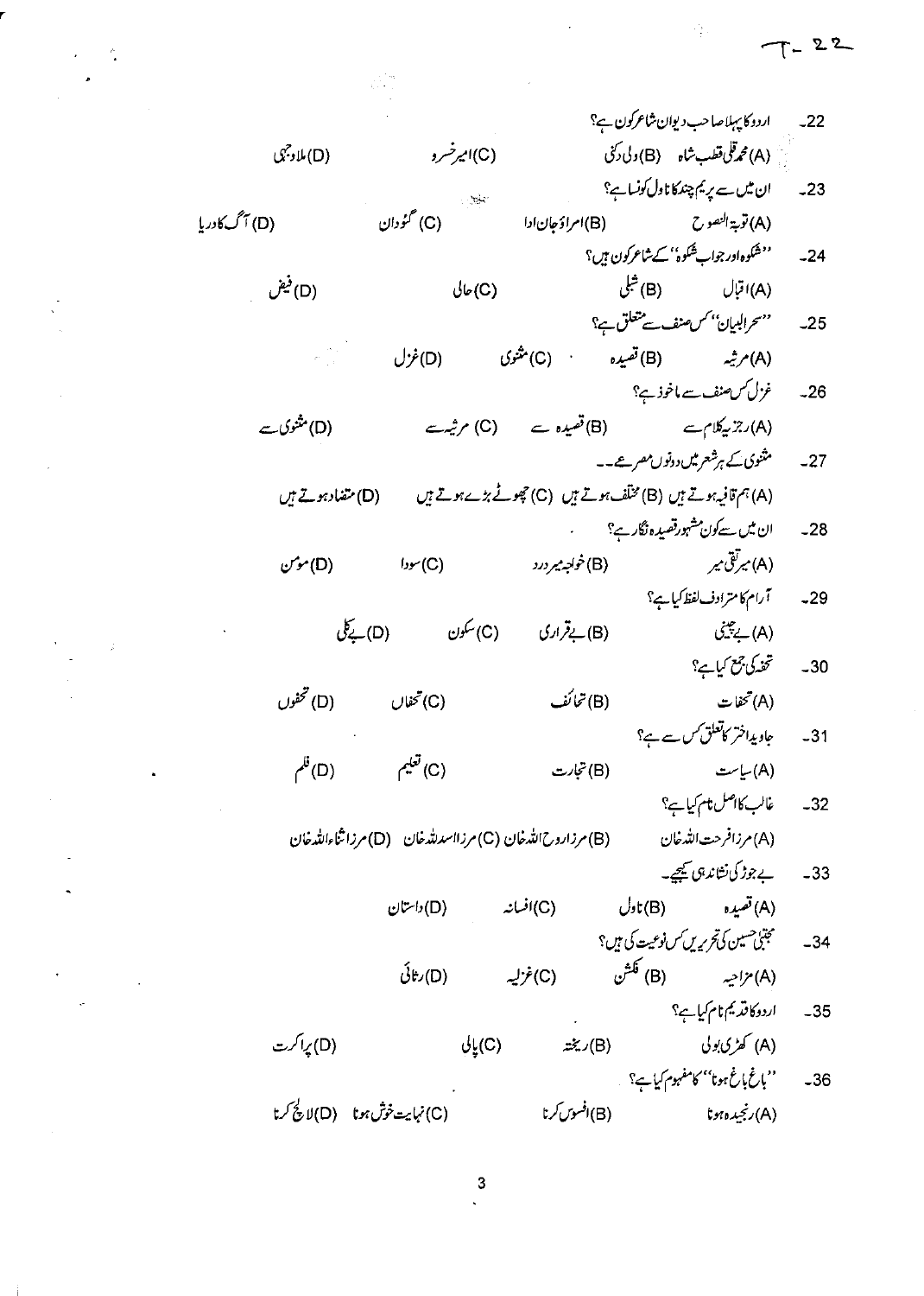22۔ اردو کا پہلا صاحب دیوان شاعر کون ہے؟

(A) محمد قلی قطب شاہ (B) ولی دکنی (C) امیر خسرو (D) ملا وجہی

23۔ ان میں سے پریم چند کا ناول کونسا ہے؟

(A) توبۃ النصوح (B) امراؤ جان ادا (C) گئودان (D) آگ کا دریا

24۔ ''شکوہ اور جواب شکوہ'' کے شاعر کون ہیں؟

(A) اقبال (B) شبلی (C) حالی (D) فیض

25۔ ''سحر البیان'' کس صنف سے متعلق ہے؟

(A) مرثیہ (B) قصیدہ (C) مثنوی (D) غزل

26۔ غزل کس صنف سے ماخوذ ہے؟

(A) رجزیہ کلام سے (B) قصیدہ سے (C) مرثیہ سے (D) مثنوی سے

27۔ مثنوی کے ہر شعر میں دونوں مصرعے۔۔

(A) ہم قافیہ ہوتے ہیں (B) مختلف ہوتے ہیں (C) چھوٹے بڑے ہوتے ہیں (D) متضاد ہوتے ہیں

28۔ ان میں سے کون مشہور قصیدہ نگار ہے؟

(A) میر تقی میر (B) خواجہ میر درد (C) سودا (D) مومن

29۔ آرام کا مترادف لفظ کیا ہے؟

(A) بے چینی (B) بے قراری (C) سکون (D) بے کلی

30۔ تحفہ کی جمع کیا ہے؟

(A) تحفات (B) تحائف (C) تحفاں (D) تحفوں

31۔ جاوید اختر کا تعلق کس سے ہے؟

(A) سیاست (B) تجارت (C) تعلیم (D) فلم

32۔ غالب کا اصل نام کیا ہے؟

(A) مرزا فرحت اللہ خان (B) مرزا روح اللہ خان (C) مرزا اسد اللہ خان (D) مرزا ثناء اللہ خان

33۔ بے جوڑ کی نشاندہی کیجیے۔

(A) قصیدہ (B) ناول (C) افسانہ (D) داستان

34۔ مجتبیٰ حسین کی تحریریں کس نوعیت کی ہیں؟

(A) مزاحیہ (B) فکشن (C) غزلیہ (D) رثائی

35۔ اردو کا قدیم نام کیا ہے؟

(A) کھڑی بولی (B) ریختہ (C) پالی (D) پراکرت

36۔ ''باغ باغ ہونا'' کا مفہوم کیا ہے؟

(A) رنجیدہ ہونا (B) افسوس کرنا (C) نہایت خوش ہونا (D) لالچ کرنا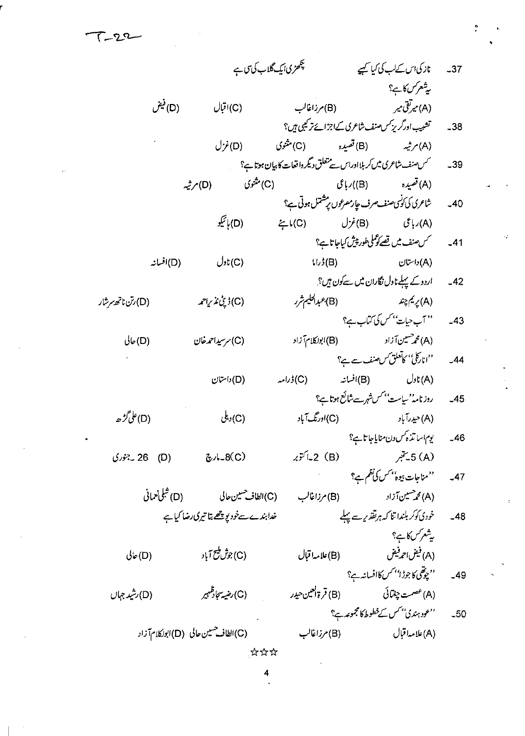T-22

37- نازکی اس کے لب کی کیا کہیے  پنکھڑی اک گلاب کی سی ہے

یہ شعر کس کا ہے؟

(A) میر تقی میر  (B) مرزا غالب  (C) اقبال  (D) فیض

38- تشبیب اور گریز کس صنف شاعری کے اجزائے ترکیبی ہیں؟

(A) مرثیہ  (B) قصیدہ  (C) مثنوی  (D) غزل

39- کس صنف شاعری میں کربلا اور اس سے متعلق دیگر واقعات کا بیان ہوتا ہے؟

(A) قصیدہ  (B) رباعی  (C) مثنوی  (D) مرثیہ

40- شاعری کی کونسی صنف صرف چار مصرعوں پر مشتمل ہوتی ہے؟

(A) رباعی  (B) غزل  (C) ماہیے  (D) ہائیکو

41- کس صنف میں قصے کو عملی طور پیش کیا جاتا ہے؟

(A) داستان  (B) ڈراما  (C) ناول  (D) افسانہ

42- اردو کے پہلے ناول نگاران میں سے کون ہیں؟

(A) پریم چند  (B) عبدالحلیم شرر  (C) ڈپٹی نذیر احمد  (D) رتن ناتھ سرشار

43- "آب حیات" کس کی کتاب ہے؟

(A) محمد حسین آزاد  (B) ابوالکلام آزاد  (C) سرسید احمد خان  (D) حالی

44- "انارکلی" کا تعلق کس صنف سے ہے؟

(A) ناول  (B) افسانہ  (C) ڈرامہ  (D) داستان

45- روزنامہ "سیاست" کس شہر سے شائع ہوتا ہے؟

(A) حیدرآباد  (C) اورنگ آباد  (C) دہلی  (D) علی گڑھ

46- یوم اساتذہ کس دن منایا جاتا ہے؟

(A) 5-ستمبر  (B) 2-اکتوبر  (C) 8-مارچ  (D) 26-جنوری

47- "مناجات بیوہ" کس کی نظم ہے؟

(A) محمد حسین آزاد  (B) مرزا غالب  (C) الطاف حسین حالی  (D) شبلی نعمانی

48- خودی کو کر بلند اتنا کہ ہر تقدیر سے پہلے  خدا بندے سے خود پوچھے بتا تیری رضا کیا ہے

یہ شعر کس کا ہے؟

(A) فیض احمد فیض  (B) علامہ اقبال  (C) جوش ملیح آباد  (D) حالی

49- "چوتھی کا جوڑا" کس کا افسانہ ہے؟

(A) عصمت چغتائی  (B) قرۃ العین حیدر  (C) رضیہ سجاد ظہیر  (D) رشید جہاں

50- "عود ہندی" کس کے خطوط کا مجموعہ ہے؟

(A) علامہ اقبال  (B) مرزا غالب  (C) الطاف حسین حالی  (D) ابوالکلام آزاد

☆☆☆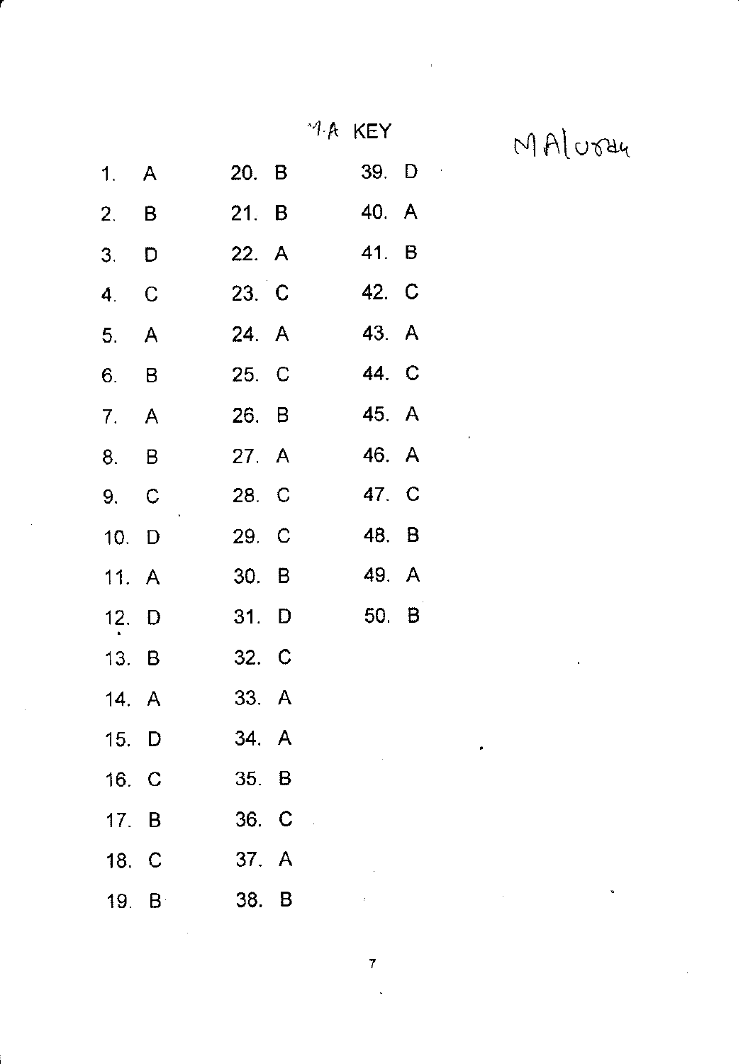M.A KEY

MA Urdu

| | | |
|---|---|---|
| 1. A | 20. B | 39. D |
| 2. B | 21. B | 40. A |
| 3. D | 22. A | 41. B |
| 4. C | 23. C | 42. C |
| 5. A | 24. A | 43. A |
| 6. B | 25. C | 44. C |
| 7. A | 26. B | 45. A |
| 8. B | 27. A | 46. A |
| 9. C | 28. C | 47. C |
| 10. D | 29. C | 48. B |
| 11. A | 30. B | 49. A |
| 12. D | 31. D | 50. B |
| 13. B | 32. C | |
| 14. A | 33. A | |
| 15. D | 34. A | |
| 16. C | 35. B | |
| 17. B | 36. C | |
| 18. C | 37. A | |
| 19. B | 38. B | |